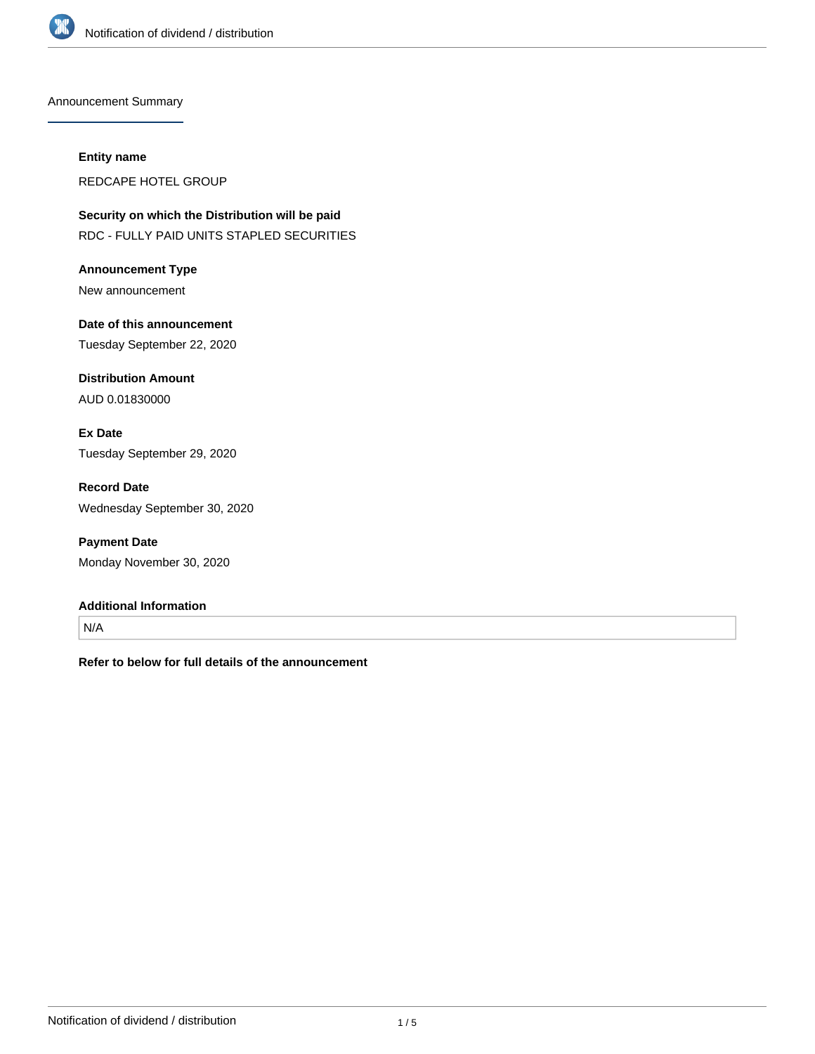## Announcement Summary

**Entity name**

REDCAPE HOTEL GROUP

**Security on which the Distribution will be paid**

RDC - FULLY PAID UNITS STAPLED SECURITIES

**Announcement Type**

New announcement

**Date of this announcement**

Tuesday September 22, 2020

**Distribution Amount**

AUD 0.01830000

**Ex Date**

Tuesday September 29, 2020

**Record Date**

Wednesday September 30, 2020

**Payment Date**

Monday November 30, 2020

**Additional Information**

N/A

**Refer to below for full details of the announcement**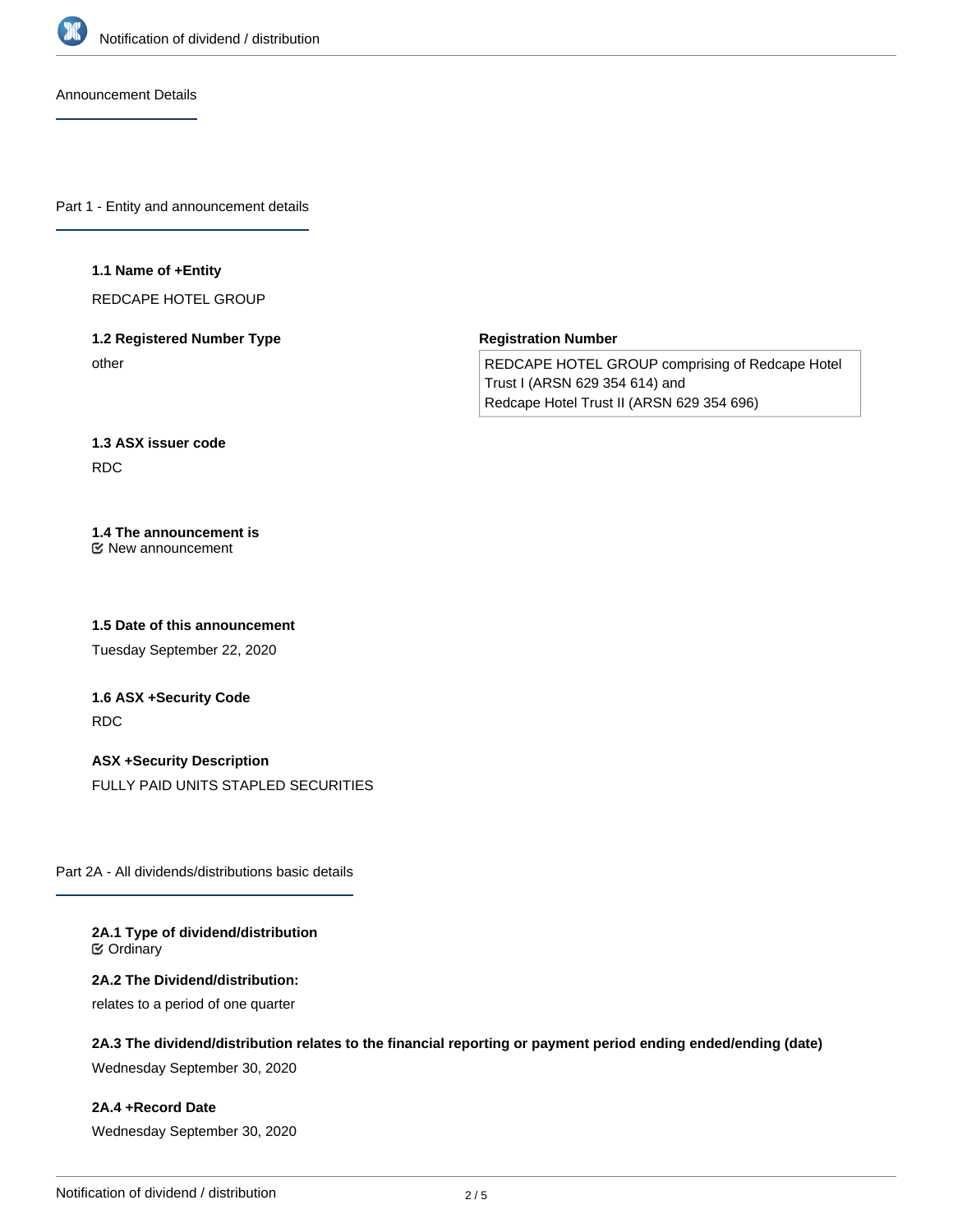Announcement Details

## Part 1 - Entity and announcement details

**1.1 Name of +Entity**

REDCAPE HOTEL GROUP

**1.2 Registered Number Type**

other

**Registration Number**

REDCAPE HOTEL GROUP comprising of Redcape Hotel Trust I (ARSN 629 354 614) and
Redcape Hotel Trust II (ARSN 629 354 696)

**1.3 ASX issuer code**

RDC

**1.4 The announcement is**

☑ New announcement

**1.5 Date of this announcement**

Tuesday September 22, 2020

**1.6 ASX +Security Code**

RDC

**ASX +Security Description**

FULLY PAID UNITS STAPLED SECURITIES

## Part 2A - All dividends/distributions basic details

**2A.1 Type of dividend/distribution**

☑ Ordinary

**2A.2 The Dividend/distribution:**

relates to a period of one quarter

**2A.3 The dividend/distribution relates to the financial reporting or payment period ending ended/ending (date)**

Wednesday September 30, 2020

**2A.4 +Record Date**

Wednesday September 30, 2020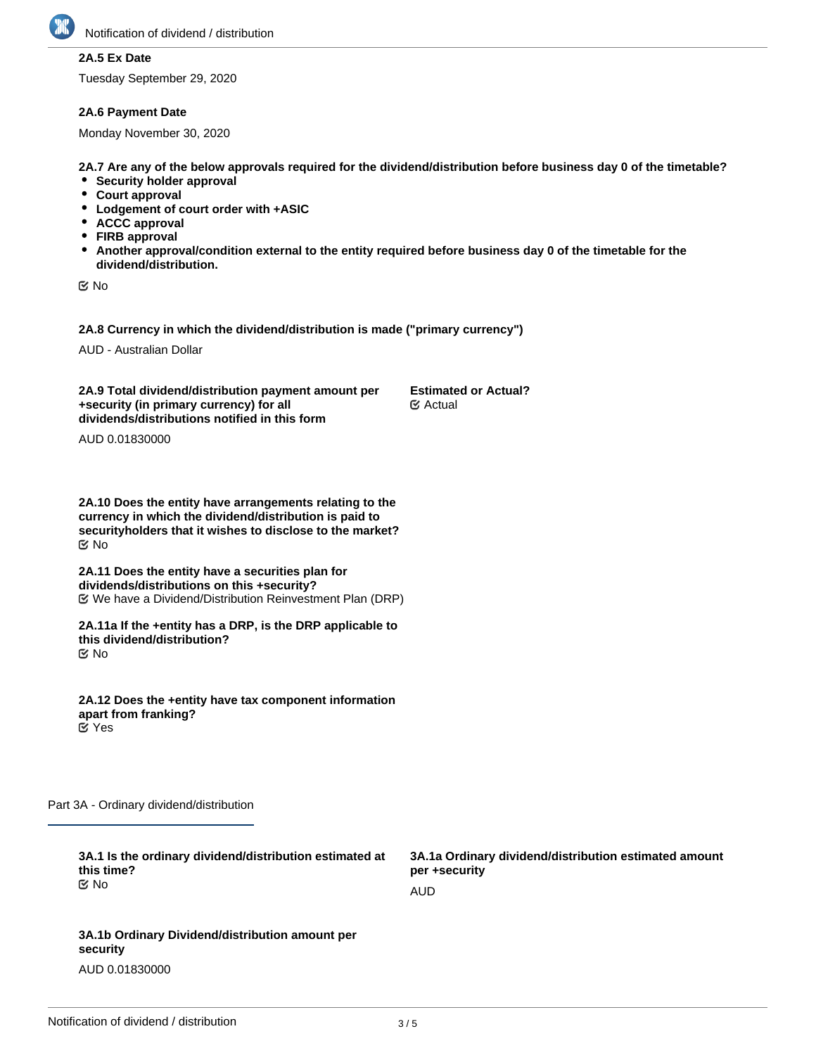**2A.5 Ex Date**

Tuesday September 29, 2020

**2A.6 Payment Date**

Monday November 30, 2020

**2A.7 Are any of the below approvals required for the dividend/distribution before business day 0 of the timetable?**

- **Security holder approval**
- **Court approval**
- **Lodgement of court order with +ASIC**
- **ACCC approval**
- **FIRB approval**
- **Another approval/condition external to the entity required before business day 0 of the timetable for the dividend/distribution.**

☑ No

**2A.8 Currency in which the dividend/distribution is made ("primary currency")**

AUD - Australian Dollar

**2A.9 Total dividend/distribution payment amount per +security (in primary currency) for all dividends/distributions notified in this form**

AUD 0.01830000

**Estimated or Actual?**

☑ Actual

**2A.10 Does the entity have arrangements relating to the currency in which the dividend/distribution is paid to securityholders that it wishes to disclose to the market?**

☑ No

**2A.11 Does the entity have a securities plan for dividends/distributions on this +security?**

☑ We have a Dividend/Distribution Reinvestment Plan (DRP)

**2A.11a If the +entity has a DRP, is the DRP applicable to this dividend/distribution?**

☑ No

**2A.12 Does the +entity have tax component information apart from franking?**

☑ Yes

## Part 3A - Ordinary dividend/distribution

**3A.1 Is the ordinary dividend/distribution estimated at this time?**

☑ No

**3A.1a Ordinary dividend/distribution estimated amount per +security**

AUD

**3A.1b Ordinary Dividend/distribution amount per security**

AUD 0.01830000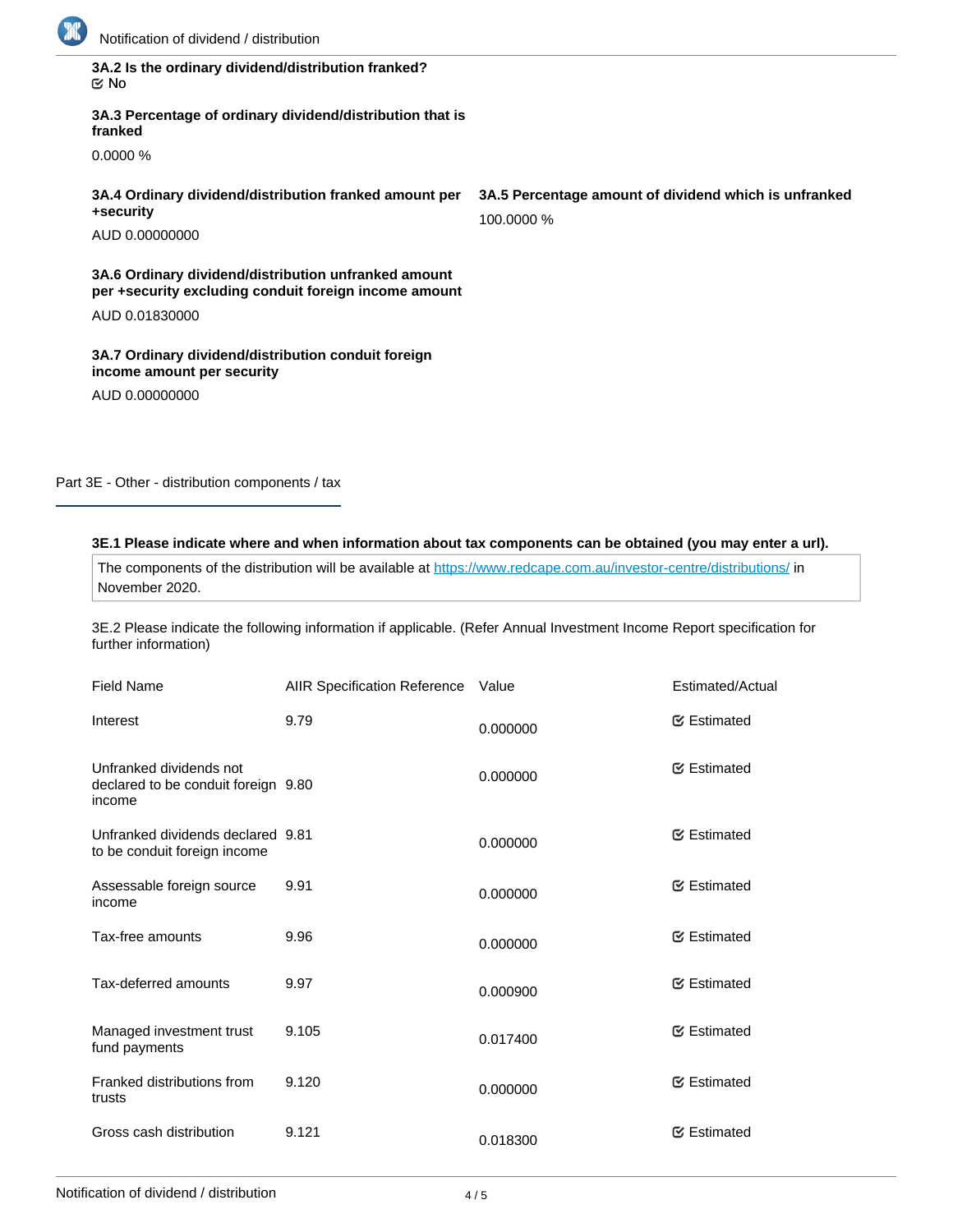**3A.2 Is the ordinary dividend/distribution franked?**

☑ No

**3A.3 Percentage of ordinary dividend/distribution that is franked**

0.0000 %

**3A.4 Ordinary dividend/distribution franked amount per +security**

AUD 0.00000000

**3A.5 Percentage amount of dividend which is unfranked**

100.0000 %

**3A.6 Ordinary dividend/distribution unfranked amount per +security excluding conduit foreign income amount**

AUD 0.01830000

**3A.7 Ordinary dividend/distribution conduit foreign income amount per security**

AUD 0.00000000

## Part 3E - Other - distribution components / tax

**3E.1 Please indicate where and when information about tax components can be obtained (you may enter a url).**

The components of the distribution will be available at https://www.redcape.com.au/investor-centre/distributions/ in November 2020.

3E.2 Please indicate the following information if applicable. (Refer Annual Investment Income Report specification for further information)

| Field Name | AIIR Specification Reference | Value | Estimated/Actual |
|---|---|---|---|
| Interest | 9.79 | 0.000000 | ☑ Estimated |
| Unfranked dividends not declared to be conduit foreign income | 9.80 | 0.000000 | ☑ Estimated |
| Unfranked dividends declared to be conduit foreign income | 9.81 | 0.000000 | ☑ Estimated |
| Assessable foreign source income | 9.91 | 0.000000 | ☑ Estimated |
| Tax-free amounts | 9.96 | 0.000000 | ☑ Estimated |
| Tax-deferred amounts | 9.97 | 0.000900 | ☑ Estimated |
| Managed investment trust fund payments | 9.105 | 0.017400 | ☑ Estimated |
| Franked distributions from trusts | 9.120 | 0.000000 | ☑ Estimated |
| Gross cash distribution | 9.121 | 0.018300 | ☑ Estimated |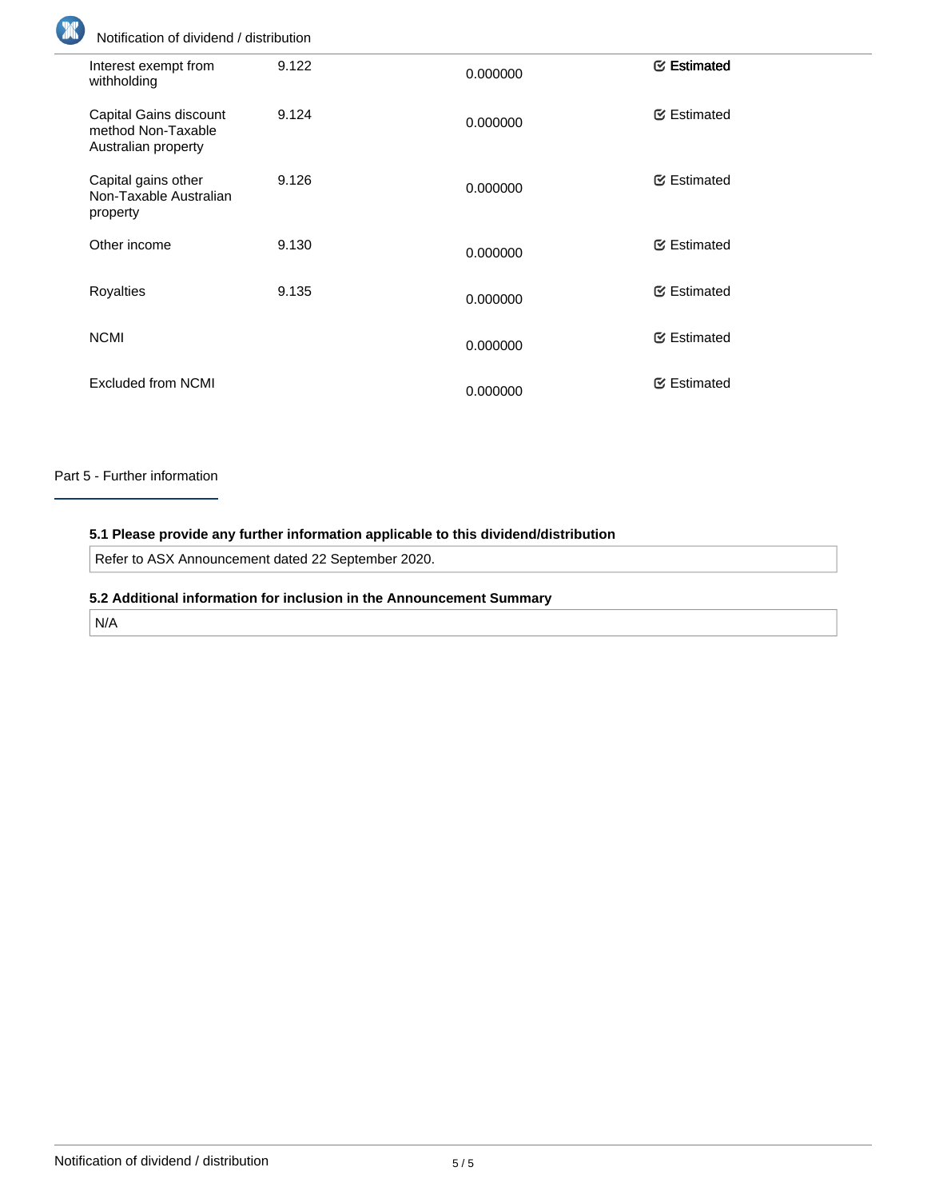| | | | |
|---|---|---|---|
| Interest exempt from withholding | 9.122 | 0.000000 | Estimated |
| Capital Gains discount method Non-Taxable Australian property | 9.124 | 0.000000 | Estimated |
| Capital gains other Non-Taxable Australian property | 9.126 | 0.000000 | Estimated |
| Other income | 9.130 | 0.000000 | Estimated |
| Royalties | 9.135 | 0.000000 | Estimated |
| NCMI | | 0.000000 | Estimated |
| Excluded from NCMI | | 0.000000 | Estimated |

## Part 5 - Further information

### 5.1 Please provide any further information applicable to this dividend/distribution

Refer to ASX Announcement dated 22 September 2020.

### 5.2 Additional information for inclusion in the Announcement Summary

N/A